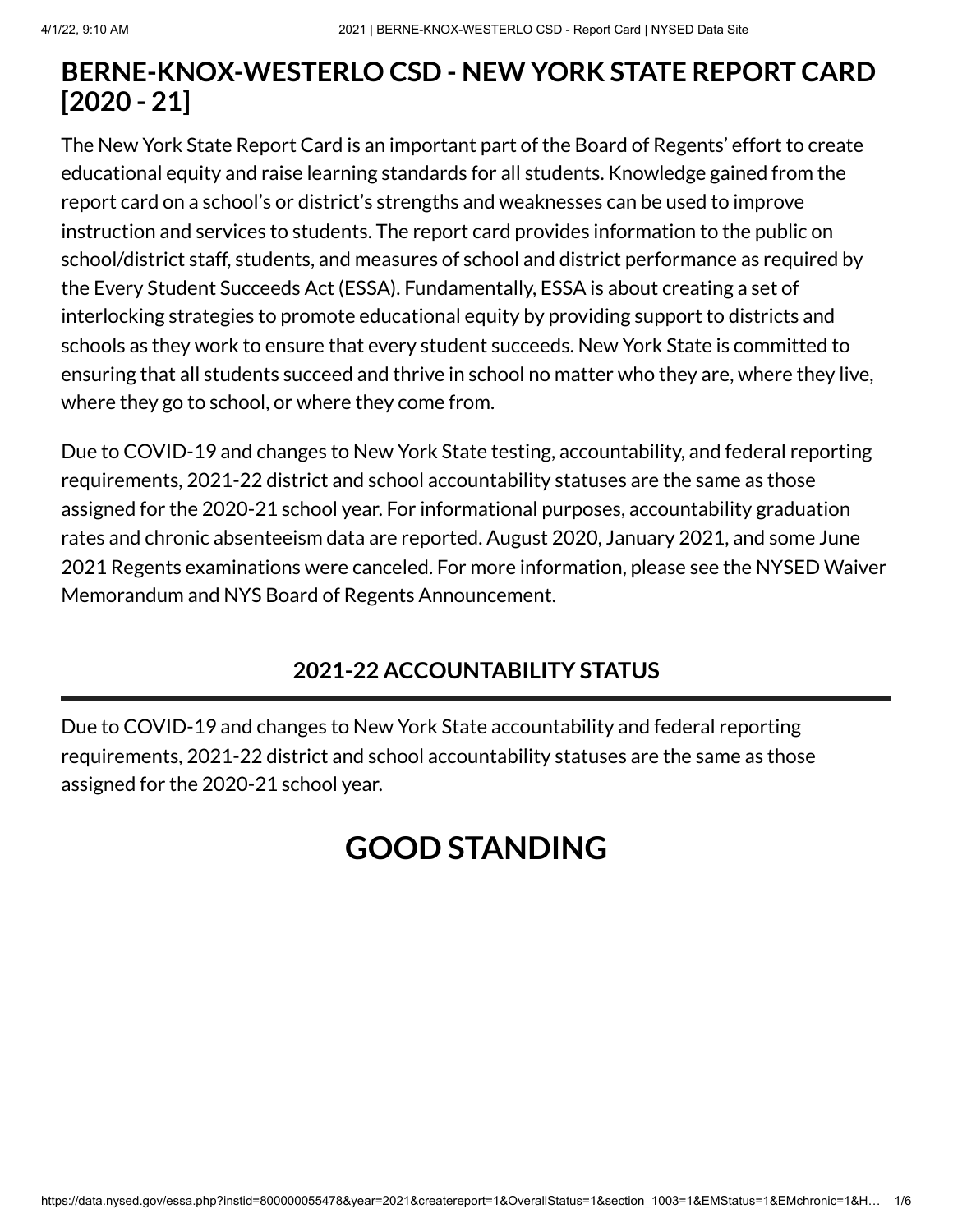# BERNE-KNOX-WESTERLO CSD - NEW YORK STATE REPORT CARD [2020 - 21]

The New York State Report Card is an important part of the Board of Regents' effort to create educational equity and raise learning standards for all students. Knowledge gained from the report card on a school's or district's strengths and weaknesses can be used to improve instruction and services to students. The report card provides information to the public on school/district staff, students, and measures of school and district performance as required by the Every Student Succeeds Act (ESSA). Fundamentally, ESSA is about creating a set of interlocking strategies to promote educational equity by providing support to districts and schools as they work to ensure that every student succeeds. New York State is committed to ensuring that all students succeed and thrive in school no matter who they are, where they live, where they go to school, or where they come from.

Due to COVID-19 and changes to New York State testing, accountability, and federal reporting requirements, 2021-22 district and school accountability statuses are the same as those assigned for the 2020-21 school year. For informational purposes, accountability graduation rates and chronic absenteeism data are reported. August 2020, January 2021, and some June 2021 Regents examinations were canceled. For more information, please see the NYSED Waiver Memorandum and NYS Board of Regents Announcement.

## 2021-22 ACCOUNTABILITY STATUS

Due to COVID-19 and changes to New York State accountability and federal reporting requirements, 2021-22 district and school accountability statuses are the same as those assigned for the 2020-21 school year.

# GOOD STANDING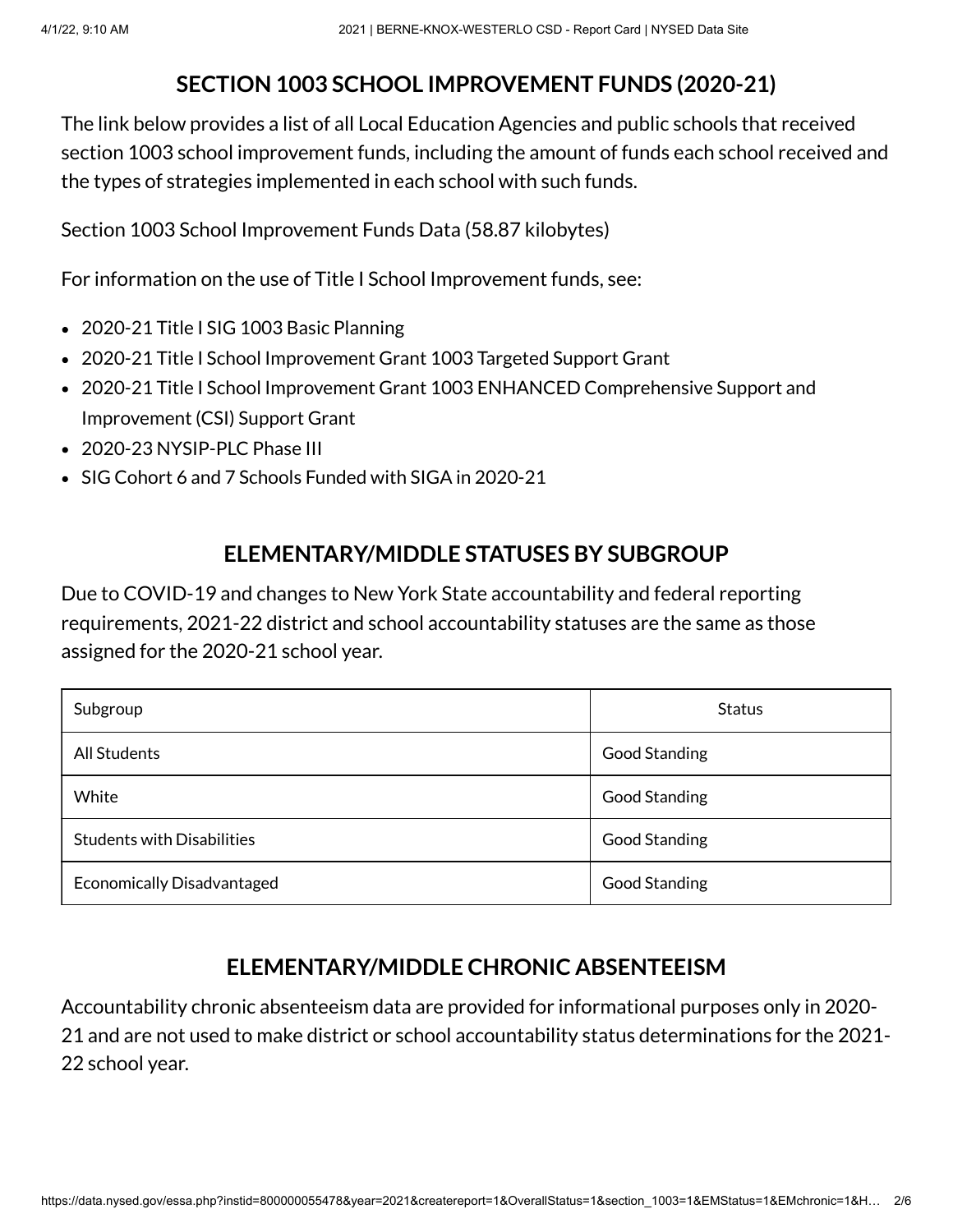## SECTION 1003 SCHOOL IMPROVEMENT FUNDS (2020-21)

The link below provides a list of all Local Education Agencies and public schools that received section 1003 school improvement funds, including the amount of funds each school received and the types of strategies implemented in each school with such funds.

Section 1003 School Improvement Funds Data (58.87 kilobytes)

For information on the use of Title I School Improvement funds, see:

- 2020-21 Title I SIG 1003 Basic Planning
- 2020-21 Title I School Improvement Grant 1003 Targeted Support Grant
- 2020-21 Title I School Improvement Grant 1003 ENHANCED Comprehensive Support and Improvement (CSI) Support Grant
- 2020-23 NYSIP-PLC Phase III
- SIG Cohort 6 and 7 Schools Funded with SIGA in 2020-21

## ELEMENTARY/MIDDLE STATUSES BY SUBGROUP

Due to COVID-19 and changes to New York State accountability and federal reporting requirements, 2021-22 district and school accountability statuses are the same as those assigned for the 2020-21 school year.

| Subgroup | Status |
|---|---|
| All Students | Good Standing |
| White | Good Standing |
| Students with Disabilities | Good Standing |
| Economically Disadvantaged | Good Standing |

## ELEMENTARY/MIDDLE CHRONIC ABSENTEEISM

Accountability chronic absenteeism data are provided for informational purposes only in 2020-21 and are not used to make district or school accountability status determinations for the 2021-22 school year.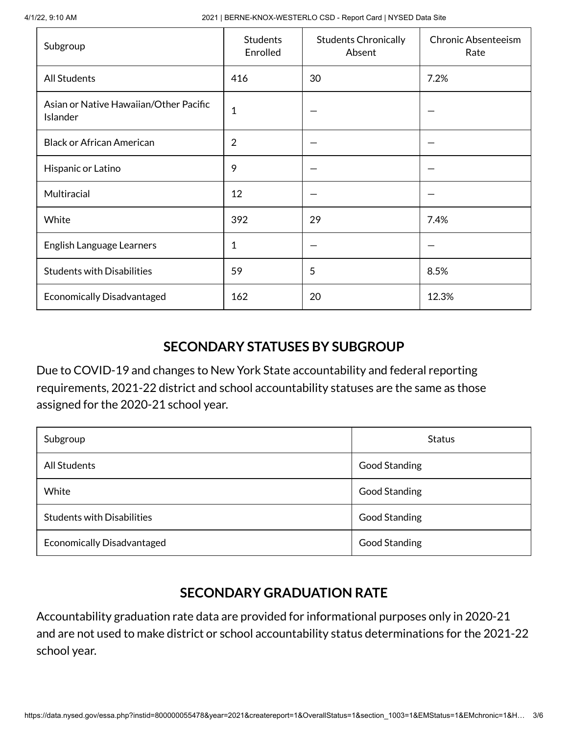| Subgroup | Students Enrolled | Students Chronically Absent | Chronic Absenteeism Rate |
|---|---|---|---|
| All Students | 416 | 30 | 7.2% |
| Asian or Native Hawaiian/Other Pacific Islander | 1 | — | — |
| Black or African American | 2 | — | — |
| Hispanic or Latino | 9 | — | — |
| Multiracial | 12 | — | — |
| White | 392 | 29 | 7.4% |
| English Language Learners | 1 | — | — |
| Students with Disabilities | 59 | 5 | 8.5% |
| Economically Disadvantaged | 162 | 20 | 12.3% |

## SECONDARY STATUSES BY SUBGROUP

Due to COVID-19 and changes to New York State accountability and federal reporting requirements, 2021-22 district and school accountability statuses are the same as those assigned for the 2020-21 school year.

| Subgroup | Status |
|---|---|
| All Students | Good Standing |
| White | Good Standing |
| Students with Disabilities | Good Standing |
| Economically Disadvantaged | Good Standing |

## SECONDARY GRADUATION RATE

Accountability graduation rate data are provided for informational purposes only in 2020-21 and are not used to make district or school accountability status determinations for the 2021-22 school year.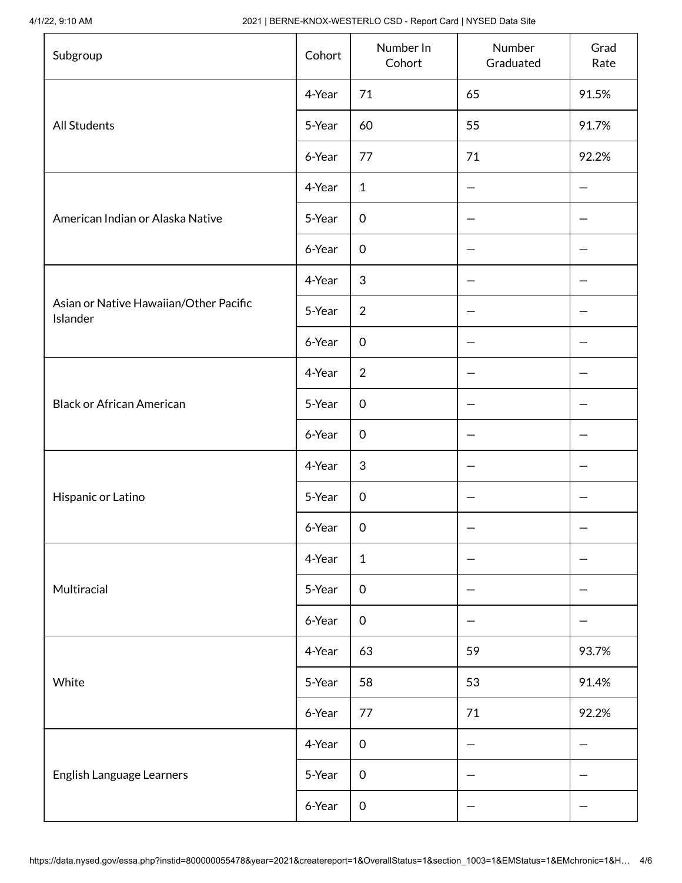| Subgroup | Cohort | Number In Cohort | Number Graduated | Grad Rate |
|---|---|---|---|---|
| All Students | 4-Year | 71 | 65 | 91.5% |
| | 5-Year | 60 | 55 | 91.7% |
| | 6-Year | 77 | 71 | 92.2% |
| American Indian or Alaska Native | 4-Year | 1 | — | — |
| | 5-Year | 0 | — | — |
| | 6-Year | 0 | — | — |
| Asian or Native Hawaiian/Other Pacific Islander | 4-Year | 3 | — | — |
| | 5-Year | 2 | — | — |
| | 6-Year | 0 | — | — |
| Black or African American | 4-Year | 2 | — | — |
| | 5-Year | 0 | — | — |
| | 6-Year | 0 | — | — |
| Hispanic or Latino | 4-Year | 3 | — | — |
| | 5-Year | 0 | — | — |
| | 6-Year | 0 | — | — |
| Multiracial | 4-Year | 1 | — | — |
| | 5-Year | 0 | — | — |
| | 6-Year | 0 | — | — |
| White | 4-Year | 63 | 59 | 93.7% |
| | 5-Year | 58 | 53 | 91.4% |
| | 6-Year | 77 | 71 | 92.2% |
| English Language Learners | 4-Year | 0 | — | — |
| | 5-Year | 0 | — | — |
| | 6-Year | 0 | — | — |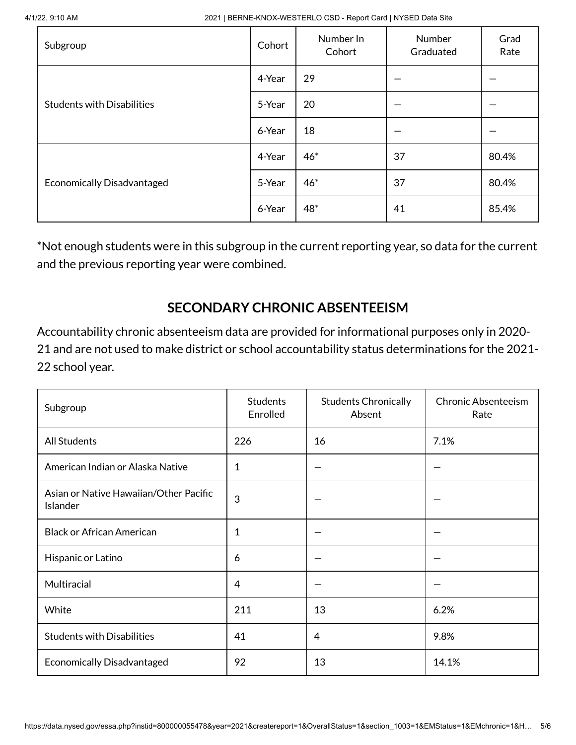| Subgroup | Cohort | Number In Cohort | Number Graduated | Grad Rate |
|---|---|---|---|---|
| Students with Disabilities | 4-Year | 29 | — | — |
| | 5-Year | 20 | — | — |
| | 6-Year | 18 | — | — |
| Economically Disadvantaged | 4-Year | 46* | 37 | 80.4% |
| | 5-Year | 46* | 37 | 80.4% |
| | 6-Year | 48* | 41 | 85.4% |

*Not enough students were in this subgroup in the current reporting year, so data for the current and the previous reporting year were combined.

## SECONDARY CHRONIC ABSENTEEISM

Accountability chronic absenteeism data are provided for informational purposes only in 2020-21 and are not used to make district or school accountability status determinations for the 2021-22 school year.

| Subgroup | Students Enrolled | Students Chronically Absent | Chronic Absenteeism Rate |
|---|---|---|---|
| All Students | 226 | 16 | 7.1% |
| American Indian or Alaska Native | 1 | — | — |
| Asian or Native Hawaiian/Other Pacific Islander | 3 | — | — |
| Black or African American | 1 | — | — |
| Hispanic or Latino | 6 | — | — |
| Multiracial | 4 | — | — |
| White | 211 | 13 | 6.2% |
| Students with Disabilities | 41 | 4 | 9.8% |
| Economically Disadvantaged | 92 | 13 | 14.1% |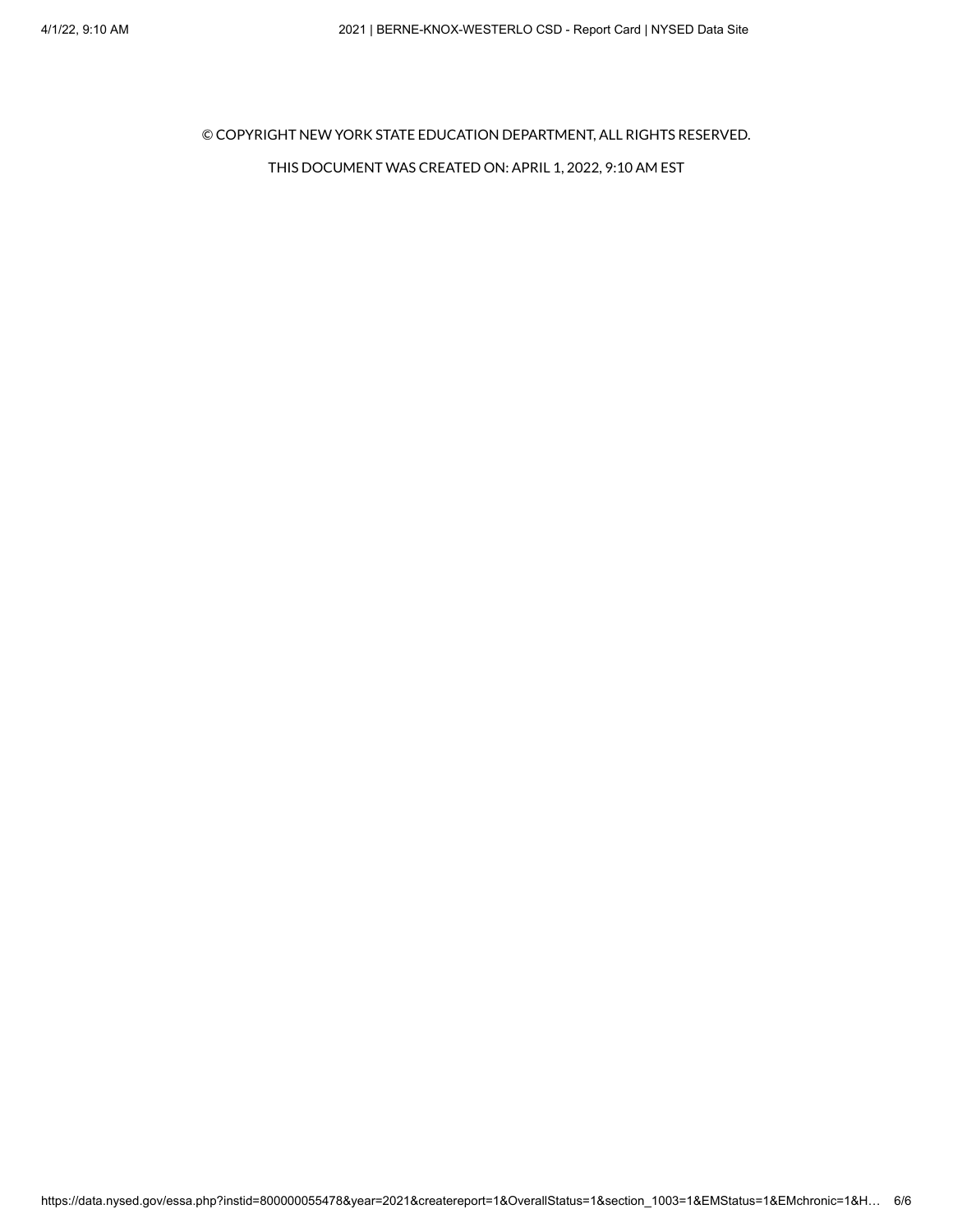© COPYRIGHT NEW YORK STATE EDUCATION DEPARTMENT, ALL RIGHTS RESERVED.

THIS DOCUMENT WAS CREATED ON: APRIL 1, 2022, 9:10 AM EST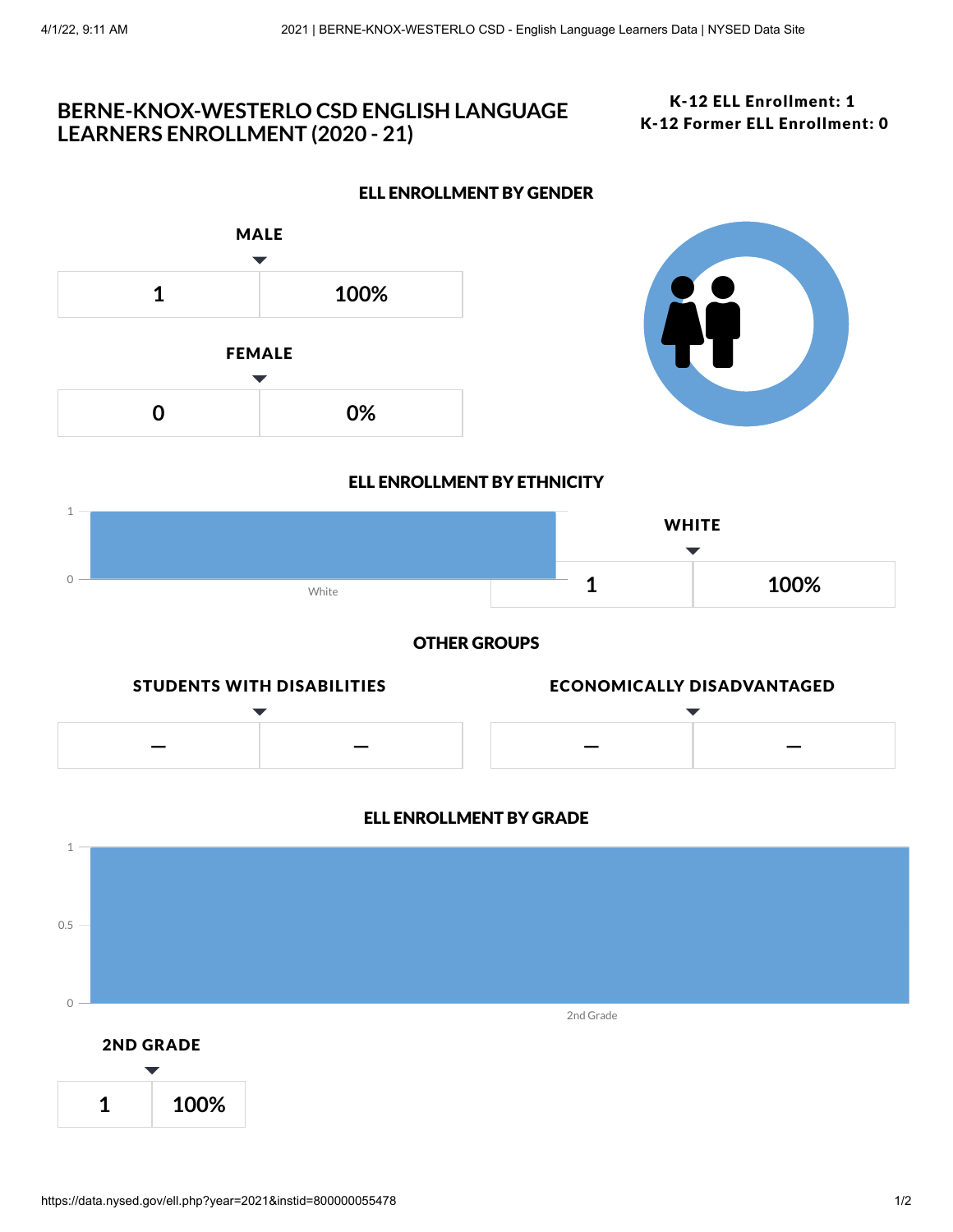# BERNE-KNOX-WESTERLO CSD ENGLISH LANGUAGE LEARNERS ENROLLMENT (2020 - 21)

**K-12 ELL Enrollment: 1**
**K-12 Former ELL Enrollment: 0**

## ELL ENROLLMENT BY GENDER

**MALE**

| 1 | 100% |
|---|---|

**FEMALE**

| 0 | 0% |
|---|---|

## ELL ENROLLMENT BY ETHNICITY

1

0

White

**WHITE**

| 1 | 100% |
|---|---|

## OTHER GROUPS

**STUDENTS WITH DISABILITIES**

| – | – |
|---|---|

**ECONOMICALLY DISADVANTAGED**

| – | – |
|---|---|

## ELL ENROLLMENT BY GRADE

1

0.5

0

2nd Grade

**2ND GRADE**

| 1 | 100% |
|---|---|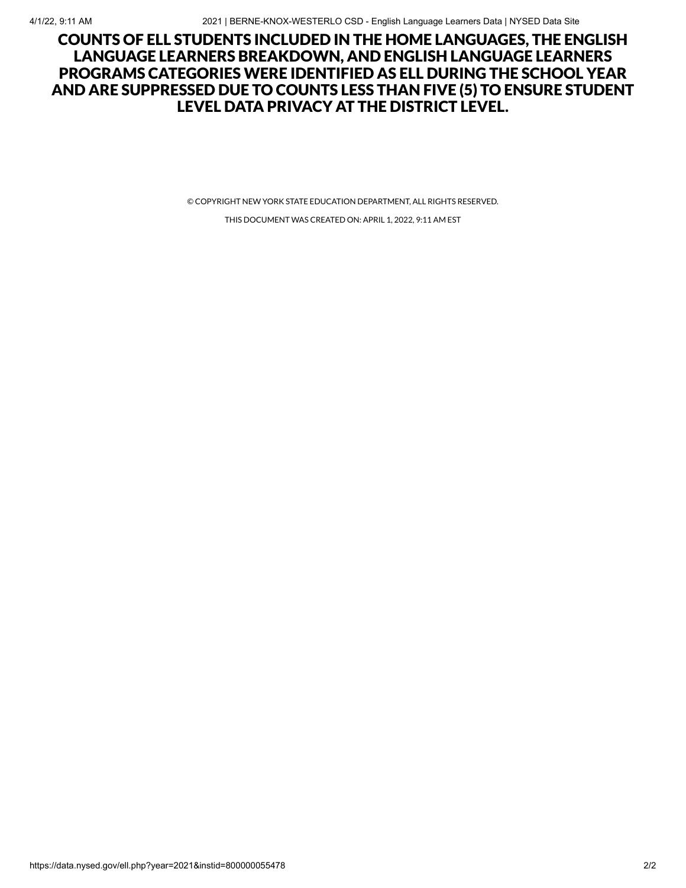## COUNTS OF ELL STUDENTS INCLUDED IN THE HOME LANGUAGES, THE ENGLISH LANGUAGE LEARNERS BREAKDOWN, AND ENGLISH LANGUAGE LEARNERS PROGRAMS CATEGORIES WERE IDENTIFIED AS ELL DURING THE SCHOOL YEAR AND ARE SUPPRESSED DUE TO COUNTS LESS THAN FIVE (5) TO ENSURE STUDENT LEVEL DATA PRIVACY AT THE DISTRICT LEVEL.

© COPYRIGHT NEW YORK STATE EDUCATION DEPARTMENT, ALL RIGHTS RESERVED.

THIS DOCUMENT WAS CREATED ON: APRIL 1, 2022, 9:11 AM EST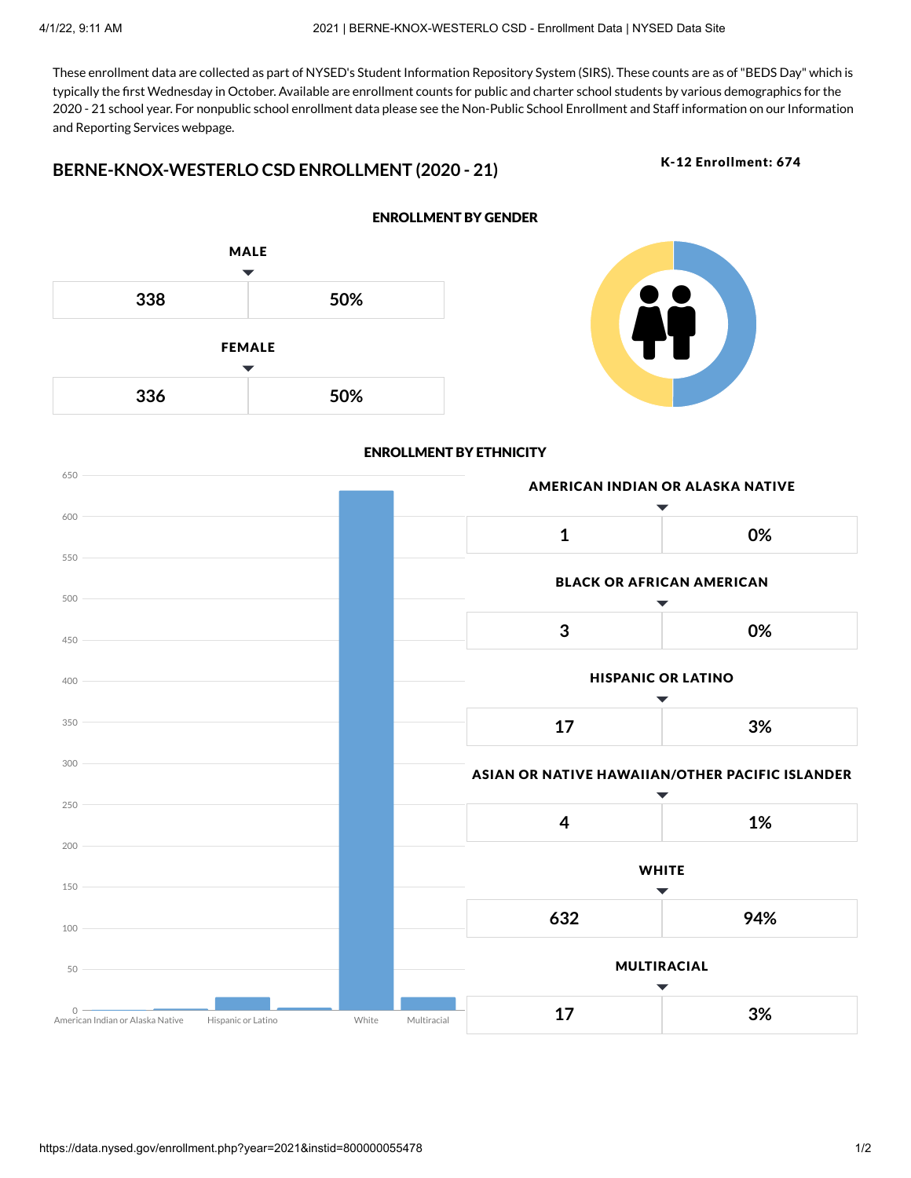These enrollment data are collected as part of NYSED's Student Information Repository System (SIRS). These counts are as of "BEDS Day" which is typically the first Wednesday in October. Available are enrollment counts for public and charter school students by various demographics for the 2020 - 21 school year. For nonpublic school enrollment data please see the Non-Public School Enrollment and Staff information on our Information and Reporting Services webpage.

## BERNE-KNOX-WESTERLO CSD ENROLLMENT (2020 - 21)

**K-12 Enrollment: 674**

### ENROLLMENT BY GENDER

| Gender | Count | Percent |
|---|---|---|
| MALE | 338 | 50% |
| FEMALE | 336 | 50% |

### ENROLLMENT BY ETHNICITY

| Ethnicity | Count | Percent |
|---|---|---|
| AMERICAN INDIAN OR ALASKA NATIVE | 1 | 0% |
| BLACK OR AFRICAN AMERICAN | 3 | 0% |
| HISPANIC OR LATINO | 17 | 3% |
| ASIAN OR NATIVE HAWAIIAN/OTHER PACIFIC ISLANDER | 4 | 1% |
| WHITE | 632 | 94% |
| MULTIRACIAL | 17 | 3% |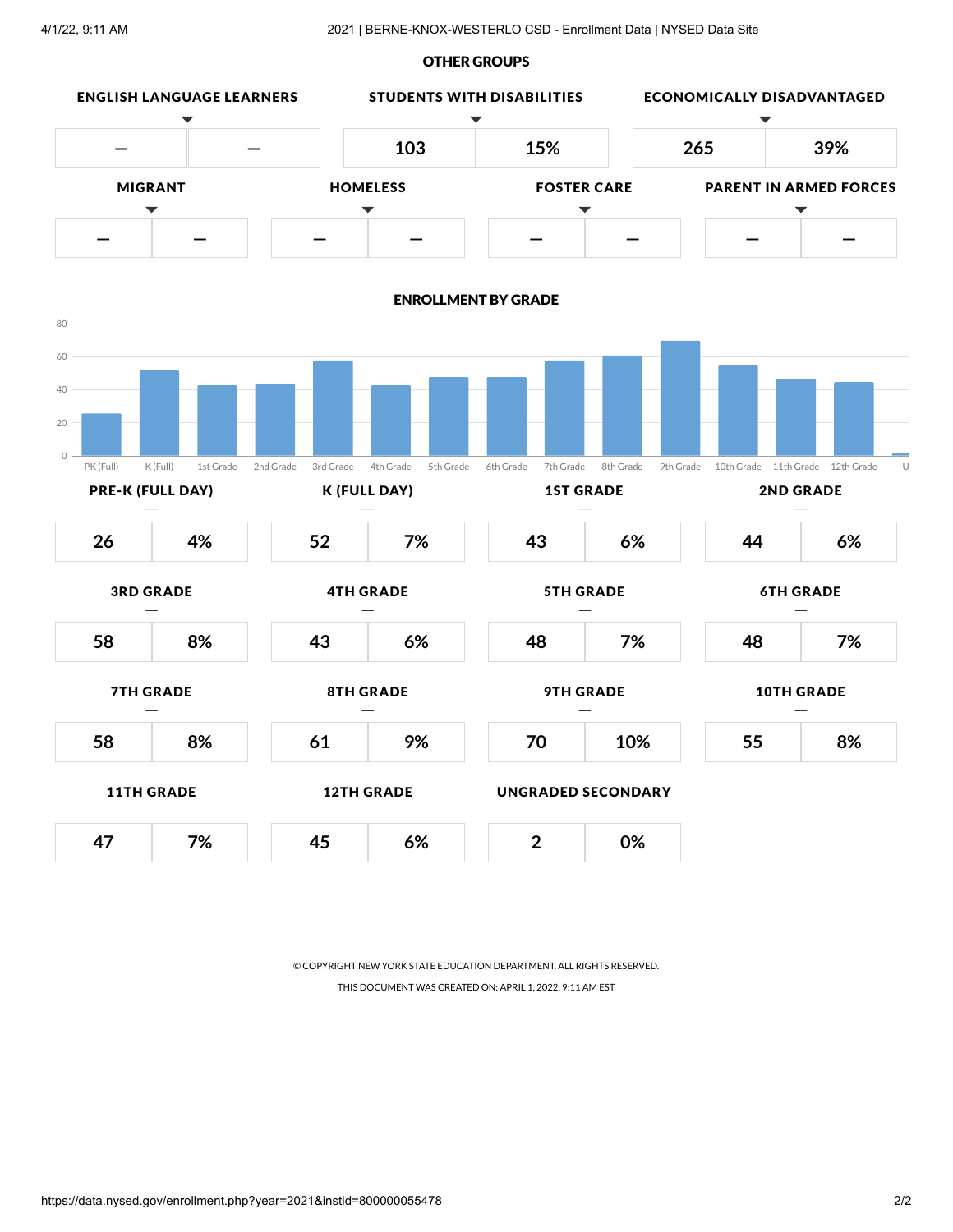## OTHER GROUPS

| ENGLISH LANGUAGE LEARNERS | | STUDENTS WITH DISABILITIES | | ECONOMICALLY DISADVANTAGED | |
|---|---|---|---|---|---|
| — | — | 103 | 15% | 265 | 39% |

| MIGRANT | | HOMELESS | | FOSTER CARE | | PARENT IN ARMED FORCES | |
|---|---|---|---|---|---|---|---|
| — | — | — | — | — | — | — | — |

## ENROLLMENT BY GRADE

| PRE-K (FULL DAY) | | K (FULL DAY) | | 1ST GRADE | | 2ND GRADE | |
|---|---|---|---|---|---|---|---|
| 26 | 4% | 52 | 7% | 43 | 6% | 44 | 6% |

| 3RD GRADE | | 4TH GRADE | | 5TH GRADE | | 6TH GRADE | |
|---|---|---|---|---|---|---|---|
| 58 | 8% | 43 | 6% | 48 | 7% | 48 | 7% |

| 7TH GRADE | | 8TH GRADE | | 9TH GRADE | | 10TH GRADE | |
|---|---|---|---|---|---|---|---|
| 58 | 8% | 61 | 9% | 70 | 10% | 55 | 8% |

| 11TH GRADE | | 12TH GRADE | | UNGRADED SECONDARY | |
|---|---|---|---|---|---|
| 47 | 7% | 45 | 6% | 2 | 0% |

© COPYRIGHT NEW YORK STATE EDUCATION DEPARTMENT, ALL RIGHTS RESERVED.

THIS DOCUMENT WAS CREATED ON: APRIL 1, 2022, 9:11 AM EST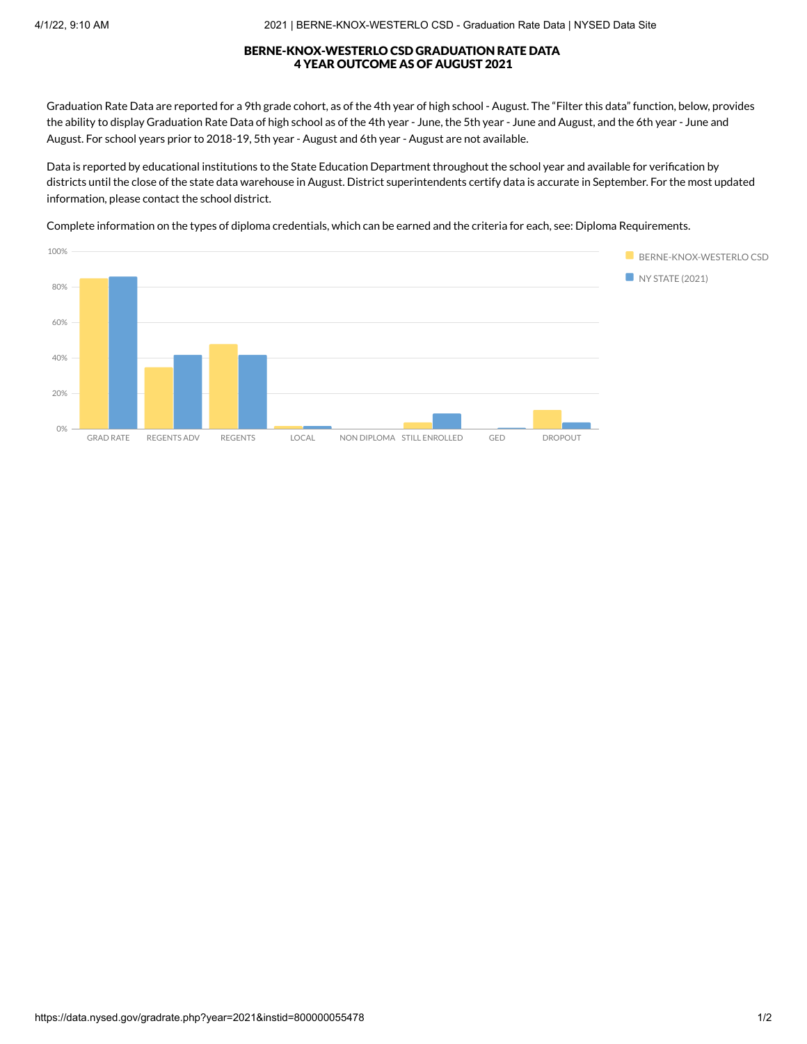# BERNE-KNOX-WESTERLO CSD GRADUATION RATE DATA
## 4 YEAR OUTCOME AS OF AUGUST 2021

Graduation Rate Data are reported for a 9th grade cohort, as of the 4th year of high school - August. The "Filter this data" function, below, provides the ability to display Graduation Rate Data of high school as of the 4th year - June, the 5th year - June and August, and the 6th year - June and August. For school years prior to 2018-19, 5th year - August and 6th year - August are not available.

Data is reported by educational institutions to the State Education Department throughout the school year and available for verification by districts until the close of the state data warehouse in August. District superintendents certify data is accurate in September. For the most updated information, please contact the school district.

Complete information on the types of diploma credentials, which can be earned and the criteria for each, see: Diploma Requirements.

100%
80%
60%
40%
20%
0%

GRAD RATE | REGENTS ADV | REGENTS | LOCAL | NON DIPLOMA | STILL ENROLLED | GED | DROPOUT

BERNE-KNOX-WESTERLO CSD

NY STATE (2021)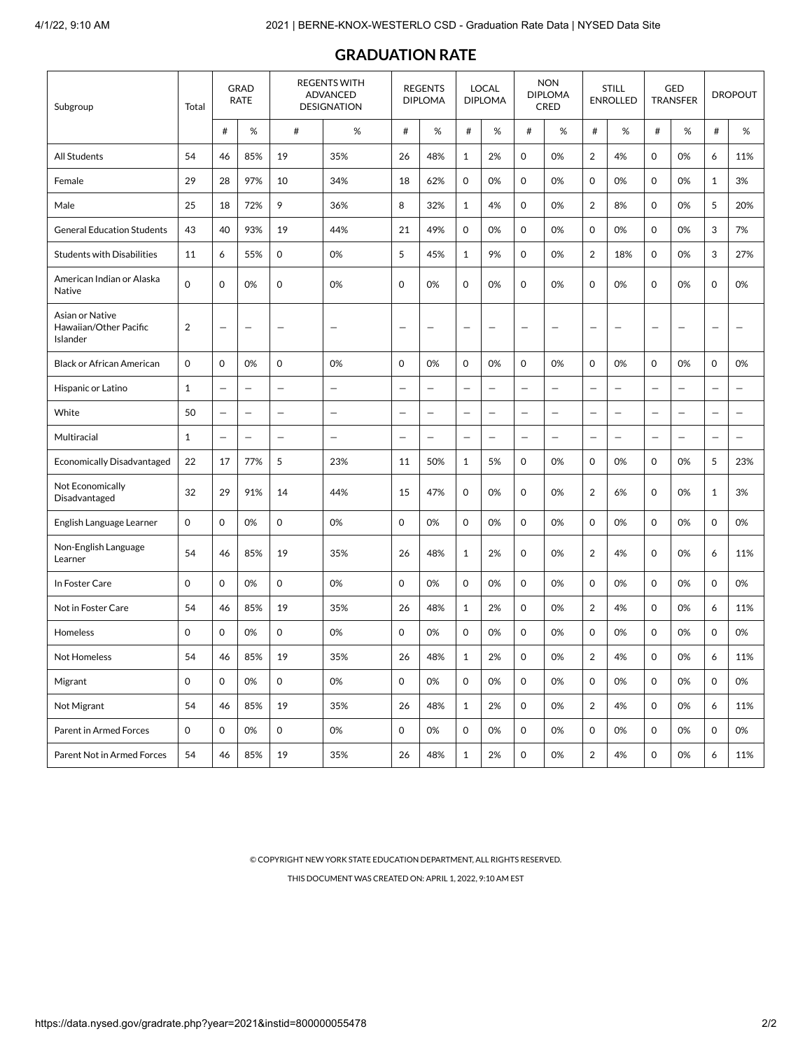## GRADUATION RATE

| Subgroup | Total | GRAD RATE | | REGENTS WITH ADVANCED DESIGNATION | | REGENTS DIPLOMA | | LOCAL DIPLOMA | | NON DIPLOMA CRED | | STILL ENROLLED | | GED TRANSFER | | DROPOUT | |
|---|---|---|---|---|---|---|---|---|---|---|---|---|---|---|---|---|---|
| | | # | % | # | % | # | % | # | % | # | % | # | % | # | % | # | % |
| All Students | 54 | 46 | 85% | 19 | 35% | 26 | 48% | 1 | 2% | 0 | 0% | 2 | 4% | 0 | 0% | 6 | 11% |
| Female | 29 | 28 | 97% | 10 | 34% | 18 | 62% | 0 | 0% | 0 | 0% | 0 | 0% | 0 | 0% | 1 | 3% |
| Male | 25 | 18 | 72% | 9 | 36% | 8 | 32% | 1 | 4% | 0 | 0% | 2 | 8% | 0 | 0% | 5 | 20% |
| General Education Students | 43 | 40 | 93% | 19 | 44% | 21 | 49% | 0 | 0% | 0 | 0% | 0 | 0% | 0 | 0% | 3 | 7% |
| Students with Disabilities | 11 | 6 | 55% | 0 | 0% | 5 | 45% | 1 | 9% | 0 | 0% | 2 | 18% | 0 | 0% | 3 | 27% |
| American Indian or Alaska Native | 0 | 0 | 0% | 0 | 0% | 0 | 0% | 0 | 0% | 0 | 0% | 0 | 0% | 0 | 0% | 0 | 0% |
| Asian or Native Hawaiian/Other Pacific Islander | 2 | – | – | – | – | – | – | – | – | – | – | – | – | – | – | – | – |
| Black or African American | 0 | 0 | 0% | 0 | 0% | 0 | 0% | 0 | 0% | 0 | 0% | 0 | 0% | 0 | 0% | 0 | 0% |
| Hispanic or Latino | 1 | – | – | – | – | – | – | – | – | – | – | – | – | – | – | – | – |
| White | 50 | – | – | – | – | – | – | – | – | – | – | – | – | – | – | – | – |
| Multiracial | 1 | – | – | – | – | – | – | – | – | – | – | – | – | – | – | – | – |
| Economically Disadvantaged | 22 | 17 | 77% | 5 | 23% | 11 | 50% | 1 | 5% | 0 | 0% | 0 | 0% | 0 | 0% | 5 | 23% |
| Not Economically Disadvantaged | 32 | 29 | 91% | 14 | 44% | 15 | 47% | 0 | 0% | 0 | 0% | 2 | 6% | 0 | 0% | 1 | 3% |
| English Language Learner | 0 | 0 | 0% | 0 | 0% | 0 | 0% | 0 | 0% | 0 | 0% | 0 | 0% | 0 | 0% | 0 | 0% |
| Non-English Language Learner | 54 | 46 | 85% | 19 | 35% | 26 | 48% | 1 | 2% | 0 | 0% | 2 | 4% | 0 | 0% | 6 | 11% |
| In Foster Care | 0 | 0 | 0% | 0 | 0% | 0 | 0% | 0 | 0% | 0 | 0% | 0 | 0% | 0 | 0% | 0 | 0% |
| Not in Foster Care | 54 | 46 | 85% | 19 | 35% | 26 | 48% | 1 | 2% | 0 | 0% | 2 | 4% | 0 | 0% | 6 | 11% |
| Homeless | 0 | 0 | 0% | 0 | 0% | 0 | 0% | 0 | 0% | 0 | 0% | 0 | 0% | 0 | 0% | 0 | 0% |
| Not Homeless | 54 | 46 | 85% | 19 | 35% | 26 | 48% | 1 | 2% | 0 | 0% | 2 | 4% | 0 | 0% | 6 | 11% |
| Migrant | 0 | 0 | 0% | 0 | 0% | 0 | 0% | 0 | 0% | 0 | 0% | 0 | 0% | 0 | 0% | 0 | 0% |
| Not Migrant | 54 | 46 | 85% | 19 | 35% | 26 | 48% | 1 | 2% | 0 | 0% | 2 | 4% | 0 | 0% | 6 | 11% |
| Parent in Armed Forces | 0 | 0 | 0% | 0 | 0% | 0 | 0% | 0 | 0% | 0 | 0% | 0 | 0% | 0 | 0% | 0 | 0% |
| Parent Not in Armed Forces | 54 | 46 | 85% | 19 | 35% | 26 | 48% | 1 | 2% | 0 | 0% | 2 | 4% | 0 | 0% | 6 | 11% |

© COPYRIGHT NEW YORK STATE EDUCATION DEPARTMENT, ALL RIGHTS RESERVED.

THIS DOCUMENT WAS CREATED ON: APRIL 1, 2022, 9:10 AM EST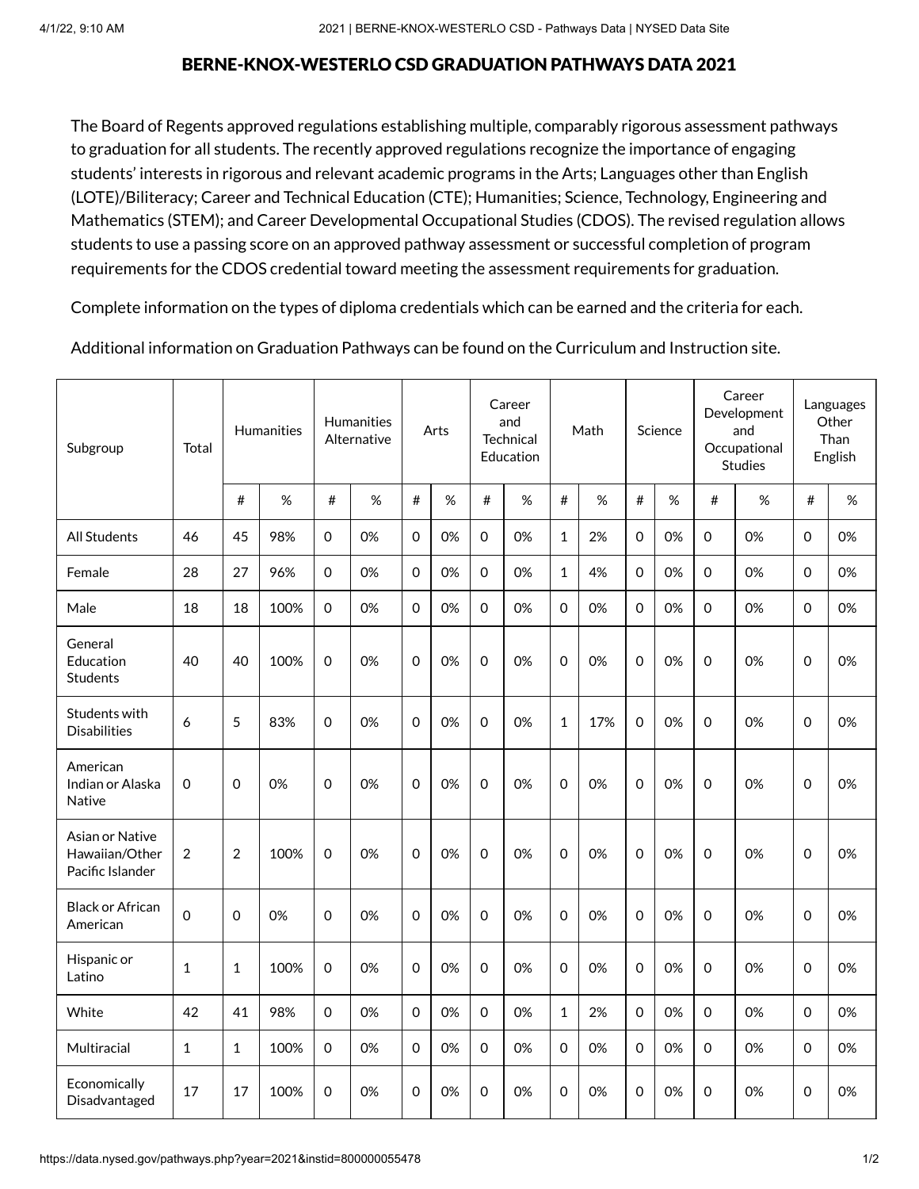# BERNE-KNOX-WESTERLO CSD GRADUATION PATHWAYS DATA 2021

The Board of Regents approved regulations establishing multiple, comparably rigorous assessment pathways to graduation for all students. The recently approved regulations recognize the importance of engaging students' interests in rigorous and relevant academic programs in the Arts; Languages other than English (LOTE)/Biliteracy; Career and Technical Education (CTE); Humanities; Science, Technology, Engineering and Mathematics (STEM); and Career Developmental Occupational Studies (CDOS). The revised regulation allows students to use a passing score on an approved pathway assessment or successful completion of program requirements for the CDOS credential toward meeting the assessment requirements for graduation.

Complete information on the types of diploma credentials which can be earned and the criteria for each.

Additional information on Graduation Pathways can be found on the Curriculum and Instruction site.

| Subgroup | Total | Humanities | | Humanities Alternative | | Arts | | Career and Technical Education | | Math | | Science | | Career Development and Occupational Studies | | Languages Other Than English | |
|---|---|---|---|---|---|---|---|---|---|---|---|---|---|---|---|---|---|
| | | # | % | # | % | # | % | # | % | # | % | # | % | # | % | # | % |
| All Students | 46 | 45 | 98% | 0 | 0% | 0 | 0% | 0 | 0% | 1 | 2% | 0 | 0% | 0 | 0% | 0 | 0% |
| Female | 28 | 27 | 96% | 0 | 0% | 0 | 0% | 0 | 0% | 1 | 4% | 0 | 0% | 0 | 0% | 0 | 0% |
| Male | 18 | 18 | 100% | 0 | 0% | 0 | 0% | 0 | 0% | 0 | 0% | 0 | 0% | 0 | 0% | 0 | 0% |
| General Education Students | 40 | 40 | 100% | 0 | 0% | 0 | 0% | 0 | 0% | 0 | 0% | 0 | 0% | 0 | 0% | 0 | 0% |
| Students with Disabilities | 6 | 5 | 83% | 0 | 0% | 0 | 0% | 0 | 0% | 1 | 17% | 0 | 0% | 0 | 0% | 0 | 0% |
| American Indian or Alaska Native | 0 | 0 | 0% | 0 | 0% | 0 | 0% | 0 | 0% | 0 | 0% | 0 | 0% | 0 | 0% | 0 | 0% |
| Asian or Native Hawaiian/Other Pacific Islander | 2 | 2 | 100% | 0 | 0% | 0 | 0% | 0 | 0% | 0 | 0% | 0 | 0% | 0 | 0% | 0 | 0% |
| Black or African American | 0 | 0 | 0% | 0 | 0% | 0 | 0% | 0 | 0% | 0 | 0% | 0 | 0% | 0 | 0% | 0 | 0% |
| Hispanic or Latino | 1 | 1 | 100% | 0 | 0% | 0 | 0% | 0 | 0% | 0 | 0% | 0 | 0% | 0 | 0% | 0 | 0% |
| White | 42 | 41 | 98% | 0 | 0% | 0 | 0% | 0 | 0% | 1 | 2% | 0 | 0% | 0 | 0% | 0 | 0% |
| Multiracial | 1 | 1 | 100% | 0 | 0% | 0 | 0% | 0 | 0% | 0 | 0% | 0 | 0% | 0 | 0% | 0 | 0% |
| Economically Disadvantaged | 17 | 17 | 100% | 0 | 0% | 0 | 0% | 0 | 0% | 0 | 0% | 0 | 0% | 0 | 0% | 0 | 0% |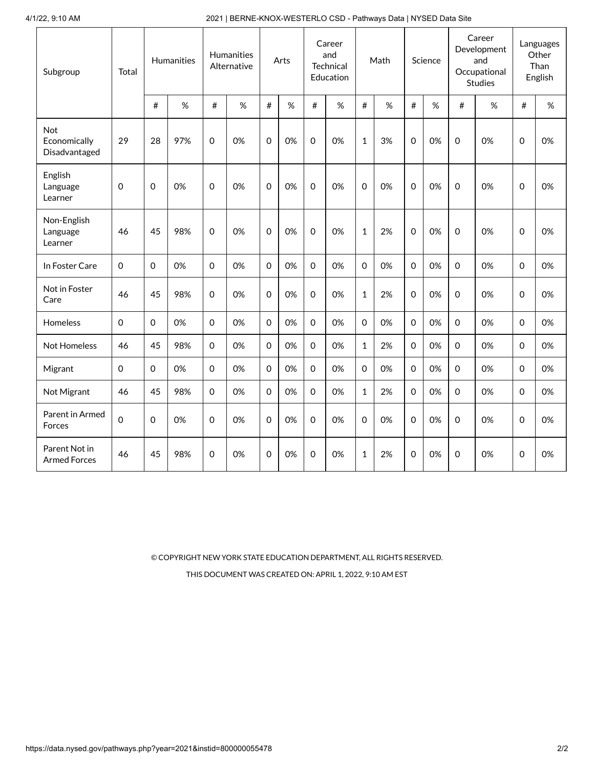| Subgroup | Total | Humanities | | Humanities Alternative | | Arts | | Career and Technical Education | | Math | | Science | | Career Development and Occupational Studies | | Languages Other Than English | |
|---|---|---|---|---|---|---|---|---|---|---|---|---|---|---|---|---|---|
| | | # | % | # | % | # | % | # | % | # | % | # | % | # | % | # | % |
| Not Economically Disadvantaged | 29 | 28 | 97% | 0 | 0% | 0 | 0% | 0 | 0% | 1 | 3% | 0 | 0% | 0 | 0% | 0 | 0% |
| English Language Learner | 0 | 0 | 0% | 0 | 0% | 0 | 0% | 0 | 0% | 0 | 0% | 0 | 0% | 0 | 0% | 0 | 0% |
| Non-English Language Learner | 46 | 45 | 98% | 0 | 0% | 0 | 0% | 0 | 0% | 1 | 2% | 0 | 0% | 0 | 0% | 0 | 0% |
| In Foster Care | 0 | 0 | 0% | 0 | 0% | 0 | 0% | 0 | 0% | 0 | 0% | 0 | 0% | 0 | 0% | 0 | 0% |
| Not in Foster Care | 46 | 45 | 98% | 0 | 0% | 0 | 0% | 0 | 0% | 1 | 2% | 0 | 0% | 0 | 0% | 0 | 0% |
| Homeless | 0 | 0 | 0% | 0 | 0% | 0 | 0% | 0 | 0% | 0 | 0% | 0 | 0% | 0 | 0% | 0 | 0% |
| Not Homeless | 46 | 45 | 98% | 0 | 0% | 0 | 0% | 0 | 0% | 1 | 2% | 0 | 0% | 0 | 0% | 0 | 0% |
| Migrant | 0 | 0 | 0% | 0 | 0% | 0 | 0% | 0 | 0% | 0 | 0% | 0 | 0% | 0 | 0% | 0 | 0% |
| Not Migrant | 46 | 45 | 98% | 0 | 0% | 0 | 0% | 0 | 0% | 1 | 2% | 0 | 0% | 0 | 0% | 0 | 0% |
| Parent in Armed Forces | 0 | 0 | 0% | 0 | 0% | 0 | 0% | 0 | 0% | 0 | 0% | 0 | 0% | 0 | 0% | 0 | 0% |
| Parent Not in Armed Forces | 46 | 45 | 98% | 0 | 0% | 0 | 0% | 0 | 0% | 1 | 2% | 0 | 0% | 0 | 0% | 0 | 0% |

© COPYRIGHT NEW YORK STATE EDUCATION DEPARTMENT, ALL RIGHTS RESERVED.

THIS DOCUMENT WAS CREATED ON: APRIL 1, 2022, 9:10 AM EST